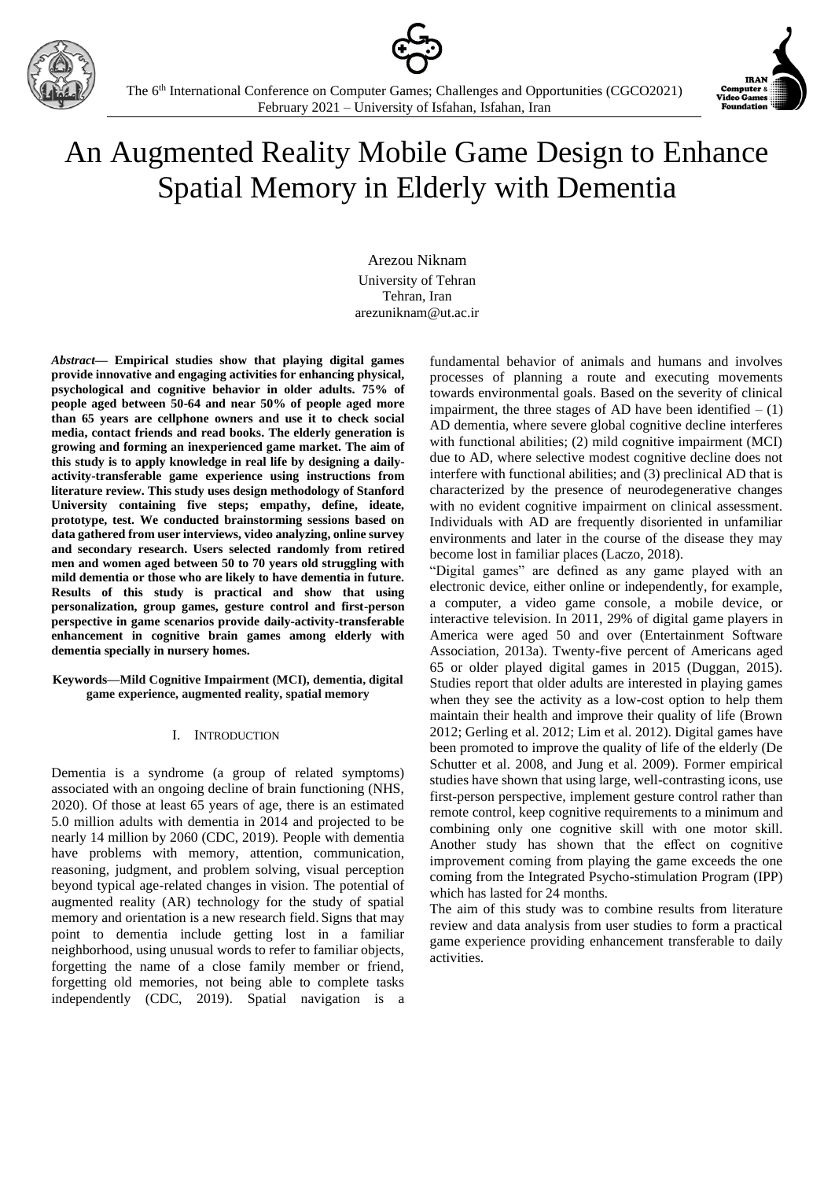# An Augmented Reality Mobile Game Design to Enhance Spatial Memory in Elderly with Dementia

Arezou Niknam
University of Tehran
Tehran, Iran
arezuniknam@ut.ac.ir

***Abstract*— Empirical studies show that playing digital games provide innovative and engaging activities for enhancing physical, psychological and cognitive behavior in older adults. 75% of people aged between 50-64 and near 50% of people aged more than 65 years are cellphone owners and use it to check social media, contact friends and read books. The elderly generation is growing and forming an inexperienced game market. The aim of this study is to apply knowledge in real life by designing a daily-activity-transferable game experience using instructions from literature review. This study uses design methodology of Stanford University containing five steps; empathy, define, ideate, prototype, test. We conducted brainstorming sessions based on data gathered from user interviews, video analyzing, online survey and secondary research. Users selected randomly from retired men and women aged between 50 to 70 years old struggling with mild dementia or those who are likely to have dementia in future. Results of this study is practical and show that using personalization, group games, gesture control and first-person perspective in game scenarios provide daily-activity-transferable enhancement in cognitive brain games among elderly with dementia specially in nursery homes.**

**Keywords—Mild Cognitive Impairment (MCI), dementia, digital game experience, augmented reality, spatial memory**

## I. Introduction

Dementia is a syndrome (a group of related symptoms) associated with an ongoing decline of brain functioning (NHS, 2020). Of those at least 65 years of age, there is an estimated 5.0 million adults with dementia in 2014 and projected to be nearly 14 million by 2060 (CDC, 2019). People with dementia have problems with memory, attention, communication, reasoning, judgment, and problem solving, visual perception beyond typical age-related changes in vision. The potential of augmented reality (AR) technology for the study of spatial memory and orientation is a new research field. Signs that may point to dementia include getting lost in a familiar neighborhood, using unusual words to refer to familiar objects, forgetting the name of a close family member or friend, forgetting old memories, not being able to complete tasks independently (CDC, 2019). Spatial navigation is a fundamental behavior of animals and humans and involves processes of planning a route and executing movements towards environmental goals. Based on the severity of clinical impairment, the three stages of AD have been identified – (1) AD dementia, where severe global cognitive decline interferes with functional abilities; (2) mild cognitive impairment (MCI) due to AD, where selective modest cognitive decline does not interfere with functional abilities; and (3) preclinical AD that is characterized by the presence of neurodegenerative changes with no evident cognitive impairment on clinical assessment. Individuals with AD are frequently disoriented in unfamiliar environments and later in the course of the disease they may become lost in familiar places (Laczo, 2018).

"Digital games" are defined as any game played with an electronic device, either online or independently, for example, a computer, a video game console, a mobile device, or interactive television. In 2011, 29% of digital game players in America were aged 50 and over (Entertainment Software Association, 2013a). Twenty-five percent of Americans aged 65 or older played digital games in 2015 (Duggan, 2015). Studies report that older adults are interested in playing games when they see the activity as a low-cost option to help them maintain their health and improve their quality of life (Brown 2012; Gerling et al. 2012; Lim et al. 2012). Digital games have been promoted to improve the quality of life of the elderly (De Schutter et al. 2008, and Jung et al. 2009). Former empirical studies have shown that using large, well-contrasting icons, use first-person perspective, implement gesture control rather than remote control, keep cognitive requirements to a minimum and combining only one cognitive skill with one motor skill. Another study has shown that the effect on cognitive improvement coming from playing the game exceeds the one coming from the Integrated Psycho-stimulation Program (IPP) which has lasted for 24 months.

The aim of this study was to combine results from literature review and data analysis from user studies to form a practical game experience providing enhancement transferable to daily activities.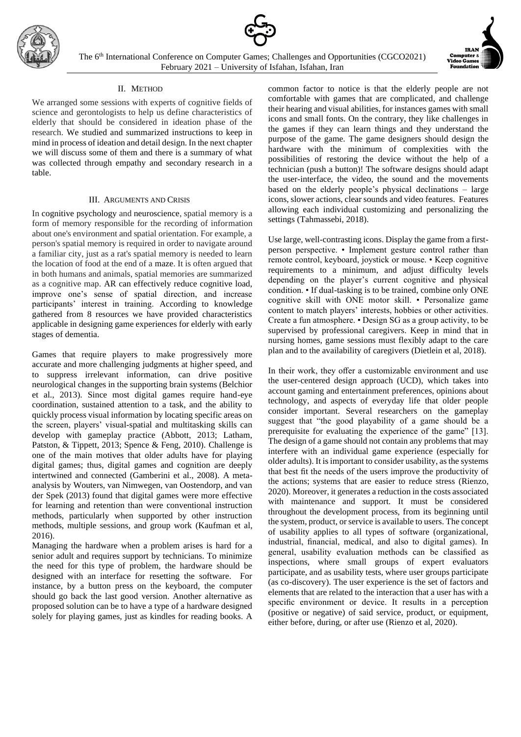## II. METHOD

We arranged some sessions with experts of cognitive fields of science and gerontologists to help us define characteristics of elderly that should be considered in ideation phase of the research. We studied and summarized instructions to keep in mind in process of ideation and detail design. In the next chapter we will discuss some of them and there is a summary of what was collected through empathy and secondary research in a table.

## III. ARGUMENTS AND CRISIS

In cognitive psychology and neuroscience, spatial memory is a form of memory responsible for the recording of information about one's environment and spatial orientation. For example, a person's spatial memory is required in order to navigate around a familiar city, just as a rat's spatial memory is needed to learn the location of food at the end of a maze. It is often argued that in both humans and animals, spatial memories are summarized as a cognitive map. AR can effectively reduce cognitive load, improve one's sense of spatial direction, and increase participants' interest in training. According to knowledge gathered from 8 resources we have provided characteristics applicable in designing game experiences for elderly with early stages of dementia.

Games that require players to make progressively more accurate and more challenging judgments at higher speed, and to suppress irrelevant information, can drive positive neurological changes in the supporting brain systems (Belchior et al., 2013). Since most digital games require hand-eye coordination, sustained attention to a task, and the ability to quickly process visual information by locating specific areas on the screen, players' visual-spatial and multitasking skills can develop with gameplay practice (Abbott, 2013; Latham, Patston, & Tippett, 2013; Spence & Feng, 2010). Challenge is one of the main motives that older adults have for playing digital games; thus, digital games and cognition are deeply intertwined and connected (Gamberini et al., 2008). A meta-analysis by Wouters, van Nimwegen, van Oostendorp, and van der Spek (2013) found that digital games were more effective for learning and retention than were conventional instruction methods, particularly when supported by other instruction methods, multiple sessions, and group work (Kaufman et al, 2016).

Managing the hardware when a problem arises is hard for a senior adult and requires support by technicians. To minimize the need for this type of problem, the hardware should be designed with an interface for resetting the software. For instance, by a button press on the keyboard, the computer should go back the last good version. Another alternative as proposed solution can be to have a type of a hardware designed solely for playing games, just as kindles for reading books. A common factor to notice is that the elderly people are not comfortable with games that are complicated, and challenge their hearing and visual abilities, for instances games with small icons and small fonts. On the contrary, they like challenges in the games if they can learn things and they understand the purpose of the game. The game designers should design the hardware with the minimum of complexities with the possibilities of restoring the device without the help of a technician (push a button)! The software designs should adapt the user-interface, the video, the sound and the movements based on the elderly people's physical declinations – large icons, slower actions, clear sounds and video features. Features allowing each individual customizing and personalizing the settings (Tahmassebi, 2018).

Use large, well-contrasting icons. Display the game from a first-person perspective. • Implement gesture control rather than remote control, keyboard, joystick or mouse. • Keep cognitive requirements to a minimum, and adjust difficulty levels depending on the player's current cognitive and physical condition. • If dual-tasking is to be trained, combine only ONE cognitive skill with ONE motor skill. • Personalize game content to match players' interests, hobbies or other activities. Create a fun atmosphere. • Design SG as a group activity, to be supervised by professional caregivers. Keep in mind that in nursing homes, game sessions must flexibly adapt to the care plan and to the availability of caregivers (Dietlein et al, 2018).

In their work, they offer a customizable environment and use the user-centered design approach (UCD), which takes into account gaming and entertainment preferences, opinions about technology, and aspects of everyday life that older people consider important. Several researchers on the gameplay suggest that "the good playability of a game should be a prerequisite for evaluating the experience of the game" [13]. The design of a game should not contain any problems that may interfere with an individual game experience (especially for older adults). It is important to consider usability, as the systems that best fit the needs of the users improve the productivity of the actions; systems that are easier to reduce stress (Rienzo, 2020). Moreover, it generates a reduction in the costs associated with maintenance and support. It must be considered throughout the development process, from its beginning until the system, product, or service is available to users. The concept of usability applies to all types of software (organizational, industrial, financial, medical, and also to digital games). In general, usability evaluation methods can be classified as inspections, where small groups of expert evaluators participate, and as usability tests, where user groups participate (as co-discovery). The user experience is the set of factors and elements that are related to the interaction that a user has with a specific environment or device. It results in a perception (positive or negative) of said service, product, or equipment, either before, during, or after use (Rienzo et al, 2020).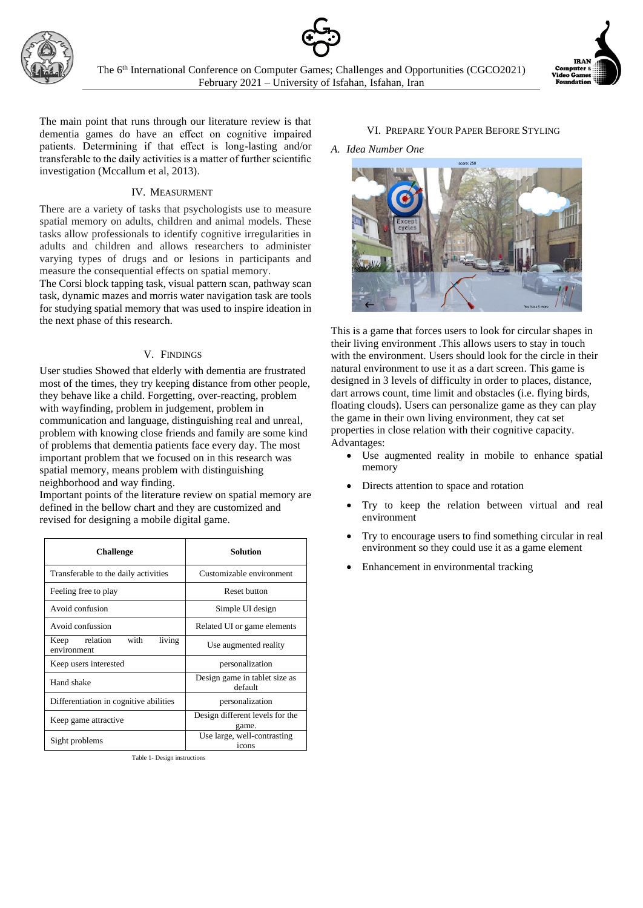The main point that runs through our literature review is that dementia games do have an effect on cognitive impaired patients. Determining if that effect is long-lasting and/or transferable to the daily activities is a matter of further scientific investigation (Mccallum et al, 2013).

## IV. Measurment

There are a variety of tasks that psychologists use to measure spatial memory on adults, children and animal models. These tasks allow professionals to identify cognitive irregularities in adults and children and allows researchers to administer varying types of drugs and or lesions in participants and measure the consequential effects on spatial memory.

The Corsi block tapping task, visual pattern scan, pathway scan task, dynamic mazes and morris water navigation task are tools for studying spatial memory that was used to inspire ideation in the next phase of this research.

## V. Findings

User studies Showed that elderly with dementia are frustrated most of the times, they try keeping distance from other people, they behave like a child. Forgetting, over-reacting, problem with wayfinding, problem in judgement, problem in communication and language, distinguishing real and unreal, problem with knowing close friends and family are some kind of problems that dementia patients face every day. The most important problem that we focused on in this research was spatial memory, means problem with distinguishing neighborhood and way finding.

Important points of the literature review on spatial memory are defined in the bellow chart and they are customized and revised for designing a mobile digital game.

| Challenge | Solution |
|---|---|
| Transferable to the daily activities | Customizable environment |
| Feeling free to play | Reset button |
| Avoid confusion | Simple UI design |
| Avoid confussion | Related UI or game elements |
| Keep relation with living environment | Use augmented reality |
| Keep users interested | personalization |
| Hand shake | Design game in tablet size as default |
| Differentiation in cognitive abilities | personalization |
| Keep game attractive | Design different levels for the game. |
| Sight problems | Use large, well-contrasting icons |

Table 1- Design instructions

## VI. Prepare Your Paper Before Styling

### A. *Idea Number One*

This is a game that forces users to look for circular shapes in their living environment .This allows users to stay in touch with the environment. Users should look for the circle in their natural environment to use it as a dart screen. This game is designed in 3 levels of difficulty in order to places, distance, dart arrows count, time limit and obstacles (i.e. flying birds, floating clouds). Users can personalize game as they can play the game in their own living environment, they cat set properties in close relation with their cognitive capacity.

Advantages:

- Use augmented reality in mobile to enhance spatial memory
- Directs attention to space and rotation
- Try to keep the relation between virtual and real environment
- Try to encourage users to find something circular in real environment so they could use it as a game element
- Enhancement in environmental tracking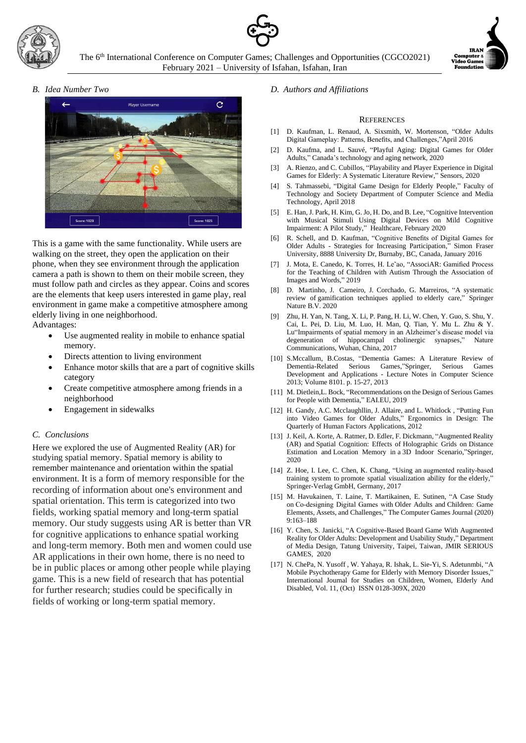## B. Idea Number Two

This is a game with the same functionality. While users are walking on the street, they open the application on their phone, when they see environment through the application camera a path is shown to them on their mobile screen, they must follow path and circles as they appear. Coins and scores are the elements that keep users interested in game play, real environment in game make a competitive atmosphere among elderly living in one neighborhood.

Advantages:

- Use augmented reality in mobile to enhance spatial memory.
- Directs attention to living environment
- Enhance motor skills that are a part of cognitive skills category
- Create competitive atmosphere among friends in a neighborhood
- Engagement in sidewalks

## C. Conclusions

Here we explored the use of Augmented Reality (AR) for studying spatial memory. Spatial memory is ability to remember maintenance and orientation within the spatial environment. It is a form of memory responsible for the recording of information about one's environment and spatial orientation. This term is categorized into two fields, working spatial memory and long-term spatial memory. Our study suggests using AR is better than VR for cognitive applications to enhance spatial working and long-term memory. Both men and women could use AR applications in their own home, there is no need to be in public places or among other people while playing game. This is a new field of research that has potential for further research; studies could be specifically in fields of working or long-term spatial memory.

## D. Authors and Affiliations

## REFERENCES

[1] D. Kaufman, L. Renaud, A. Sixsmith, W. Mortenson, "Older Adults Digital Gameplay: Patterns, Benefits, and Challenges,"April 2016

[2] D. Kaufma, and L. Sauvé, "Playful Aging: Digital Games for Older Adults," Canada's technology and aging network, 2020

[3] A. Rienzo, and C. Cubillos, "Playability and Player Experience in Digital Games for Elderly: A Systematic Literature Review," Sensors, 2020

[4] S. Tahmassebi, "Digital Game Design for Elderly People," Faculty of Technology and Society Department of Computer Science and Media Technology, April 2018

[5] E. Han, J. Park, H. Kim, G. Jo, H. Do, and B. Lee, "Cognitive Intervention with Musical Stimuli Using Digital Devices on Mild Cognitive Impairment: A Pilot Study," Healthcare, February 2020

[6] R. Schell, and D. Kaufman, "Cognitive Benefits of Digital Games for Older Adults - Strategies for Increasing Participation," Simon Fraser University, 8888 University Dr, Burnaby, BC, Canada, January 2016

[7] J. Mota, E. Canedo, K. Torres, H. Le˜ao, "AssociAR: Gamified Process for the Teaching of Children with Autism Through the Association of Images and Words," 2019

[8] D. Martinho, J. Carneiro, J. Corchado, G. Marreiros, "A systematic review of gamification techniques applied to elderly care," Springer Nature B.V. 2020

[9] Zhu, H. Yan, N. Tang, X. Li, P. Pang, H. Li, W. Chen, Y. Guo, S. Shu, Y. Cai, L. Pei, D. Liu, M. Luo, H. Man, Q. Tian, Y. Mu L. Zhu & Y. Lu"Impairments of spatial memory in an Alzheimer's disease model via degeneration of hippocampal cholinergic synapses," Nature Communications, Wuhan, China, 2017

[10] S.Mccallum, B.Costas, "Dementia Games: A Literature Review of Dementia-Related Serious Games,"Springer, Serious Games Development and Applications - Lecture Notes in Computer Science 2013; Volume 8101. p. 15-27, 2013

[11] M. Dietlein,L. Bock, "Recommendations on the Design of Serious Games for People with Dementia," EAI.EU, 2019

[12] H. Gandy, A.C. Mcclaughllin, J. Allaire, and L. Whitlock , "Putting Fun into Video Games for Older Adults," Ergonomics in Design: The Quarterly of Human Factors Applications, 2012

[13] J. Keil, A. Korte, A. Ratmer, D. Edler, F. Dickmann, "Augmented Reality (AR) and Spatial Cognition: Effects of Holographic Grids on Distance Estimation and Location Memory in a 3D Indoor Scenario,"Springer, 2020

[14] Z. Hoe, I. Lee, C. Chen, K. Chang, "Using an augmented reality-based training system to promote spatial visualization ability for the elderly," Springer-Verlag GmbH, Germany, 2017

[15] M. Havukainen, T. Laine, T. Martikainen, E. Sutinen, "A Case Study on Co-designing Digital Games with Older Adults and Children: Game Elements, Assets, and Challenges," The Computer Games Journal (2020) 9:163–188

[16] Y. Chen, S. Janicki, "A Cognitive-Based Board Game With Augmented Reality for Older Adults: Development and Usability Study," Department of Media Design, Tatung University, Taipei, Taiwan, JMIR SERIOUS GAMES, 2020

[17] N. ChePa, N. Yusoff , W. Yahaya, R. Ishak, L. Sie-Yi, S. Adetunmbi, "A Mobile Psychotherapy Game for Elderly with Memory Disorder Issues," International Journal for Studies on Children, Women, Elderly And Disabled, Vol. 11, (Oct) ISSN 0128-309X, 2020